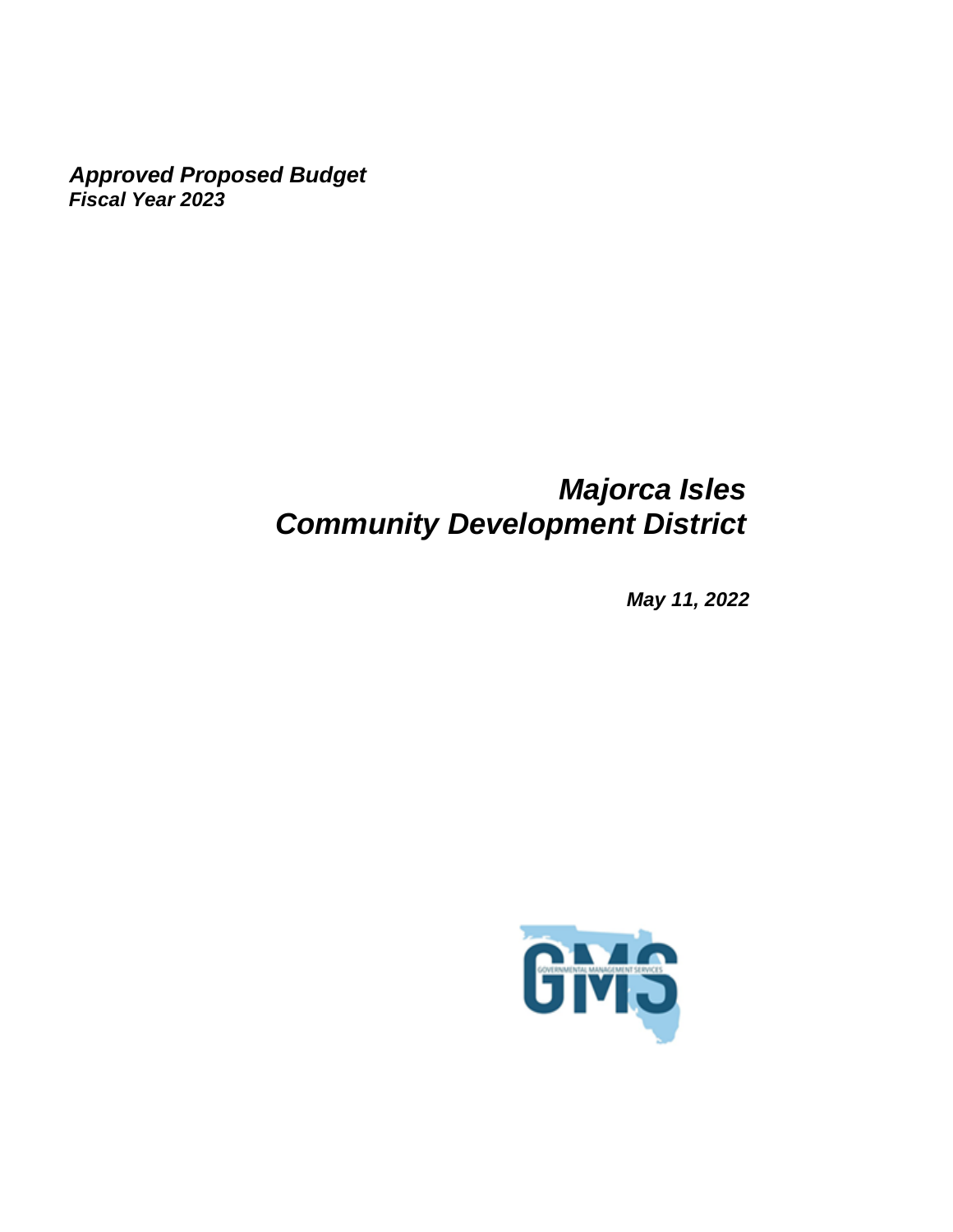***Approved Proposed Budget***
***Fiscal Year 2023***

# *Majorca Isles Community Development District*

***May 11, 2022***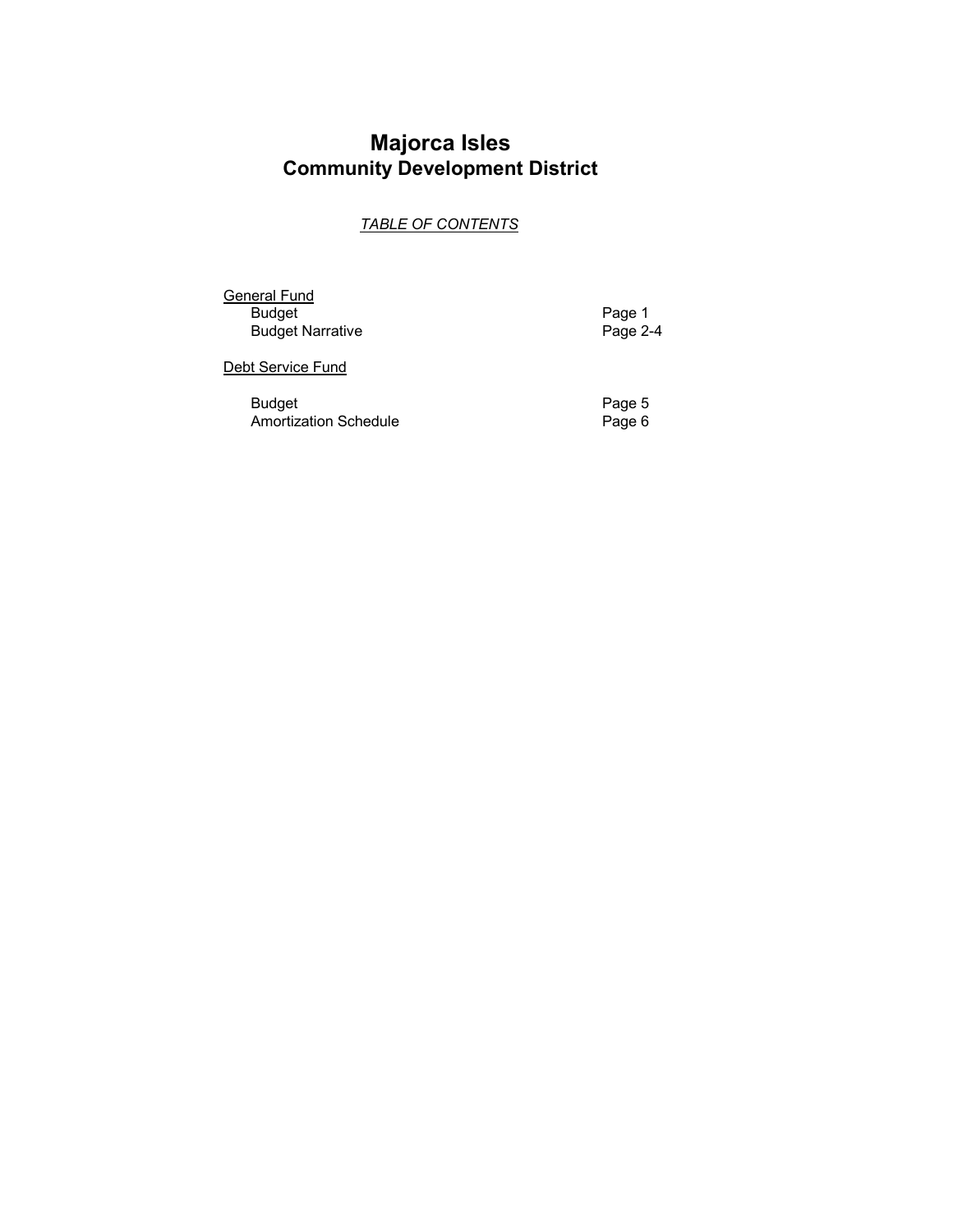# Majorca Isles
## Community Development District

*TABLE OF CONTENTS*

General Fund

| | |
|---|---|
| Budget | Page 1 |
| Budget Narrative | Page 2-4 |

Debt Service Fund

| | |
|---|---|
| Budget | Page 5 |
| Amortization Schedule | Page 6 |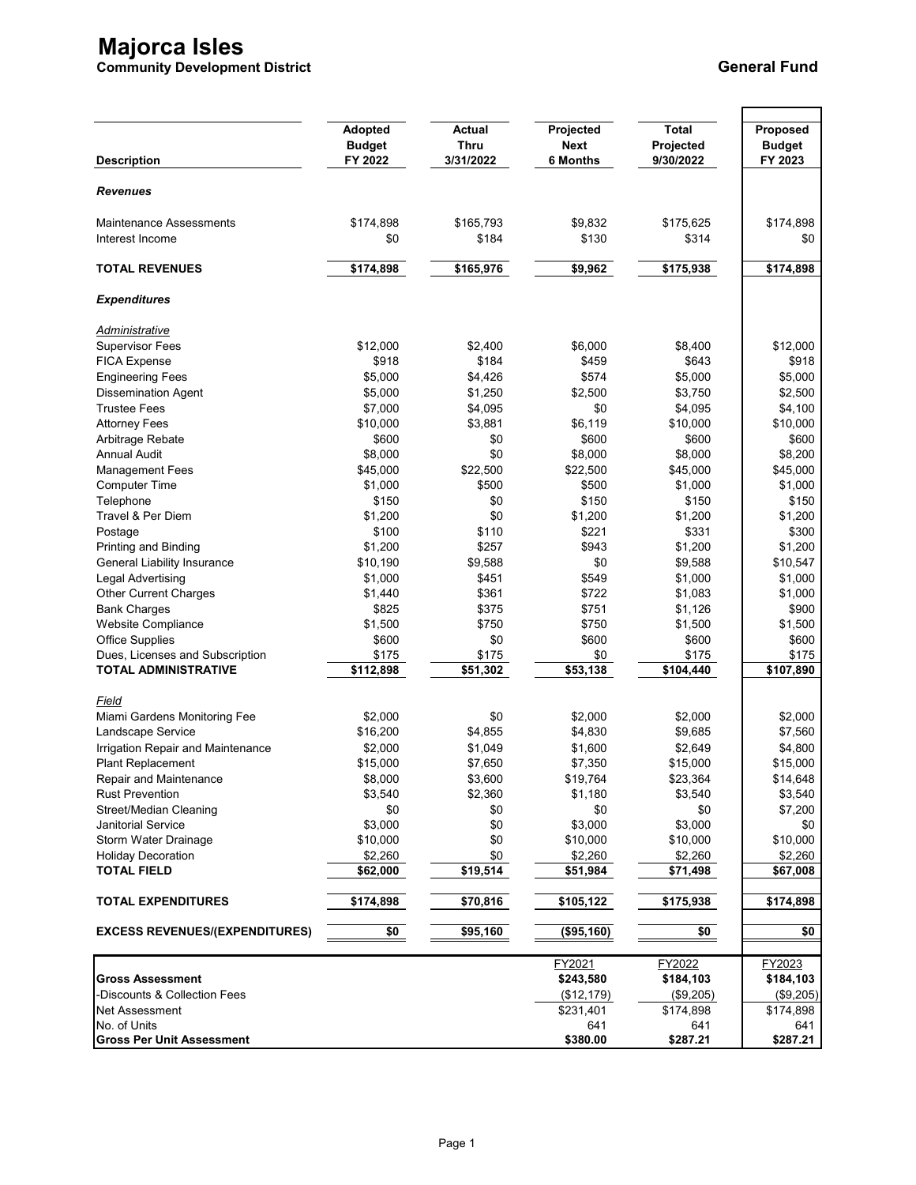# Majorca Isles

**Community Development District** **General Fund**

| Description | Adopted Budget FY 2022 | Actual Thru 3/31/2022 | Projected Next 6 Months | Total Projected 9/30/2022 | Proposed Budget FY 2023 |
|---|---|---|---|---|---|
| ***Revenues*** | | | | | |
| Maintenance Assessments | $174,898 | $165,793 | $9,832 | $175,625 | $174,898 |
| Interest Income | $0 | $184 | $130 | $314 | $0 |
| **TOTAL REVENUES** | **$174,898** | **$165,976** | **$9,962** | **$175,938** | **$174,898** |
| ***Expenditures*** | | | | | |
| *Administrative* | | | | | |
| Supervisor Fees | $12,000 | $2,400 | $6,000 | $8,400 | $12,000 |
| FICA Expense | $918 | $184 | $459 | $643 | $918 |
| Engineering Fees | $5,000 | $4,426 | $574 | $5,000 | $5,000 |
| Dissemination Agent | $5,000 | $1,250 | $2,500 | $3,750 | $2,500 |
| Trustee Fees | $7,000 | $4,095 | $0 | $4,095 | $4,100 |
| Attorney Fees | $10,000 | $3,881 | $6,119 | $10,000 | $10,000 |
| Arbitrage Rebate | $600 | $0 | $600 | $600 | $600 |
| Annual Audit | $8,000 | $0 | $8,000 | $8,000 | $8,200 |
| Management Fees | $45,000 | $22,500 | $22,500 | $45,000 | $45,000 |
| Computer Time | $1,000 | $500 | $500 | $1,000 | $1,000 |
| Telephone | $150 | $0 | $150 | $150 | $150 |
| Travel & Per Diem | $1,200 | $0 | $1,200 | $1,200 | $1,200 |
| Postage | $100 | $110 | $221 | $331 | $300 |
| Printing and Binding | $1,200 | $257 | $943 | $1,200 | $1,200 |
| General Liability Insurance | $10,190 | $9,588 | $0 | $9,588 | $10,547 |
| Legal Advertising | $1,000 | $451 | $549 | $1,000 | $1,000 |
| Other Current Charges | $1,440 | $361 | $722 | $1,083 | $1,000 |
| Bank Charges | $825 | $375 | $751 | $1,126 | $900 |
| Website Compliance | $1,500 | $750 | $750 | $1,500 | $1,500 |
| Office Supplies | $600 | $0 | $600 | $600 | $600 |
| Dues, Licenses and Subscription | $175 | $175 | $0 | $175 | $175 |
| **TOTAL ADMINISTRATIVE** | **$112,898** | **$51,302** | **$53,138** | **$104,440** | **$107,890** |
| *Field* | | | | | |
| Miami Gardens Monitoring Fee | $2,000 | $0 | $2,000 | $2,000 | $2,000 |
| Landscape Service | $16,200 | $4,855 | $4,830 | $9,685 | $7,560 |
| Irrigation Repair and Maintenance | $2,000 | $1,049 | $1,600 | $2,649 | $4,800 |
| Plant Replacement | $15,000 | $7,650 | $7,350 | $15,000 | $15,000 |
| Repair and Maintenance | $8,000 | $3,600 | $19,764 | $23,364 | $14,648 |
| Rust Prevention | $3,540 | $2,360 | $1,180 | $3,540 | $3,540 |
| Street/Median Cleaning | $0 | $0 | $0 | $0 | $7,200 |
| Janitorial Service | $3,000 | $0 | $3,000 | $3,000 | $0 |
| Storm Water Drainage | $10,000 | $0 | $10,000 | $10,000 | $10,000 |
| Holiday Decoration | $2,260 | $0 | $2,260 | $2,260 | $2,260 |
| **TOTAL FIELD** | **$62,000** | **$19,514** | **$51,984** | **$71,498** | **$67,008** |
| **TOTAL EXPENDITURES** | **$174,898** | **$70,816** | **$105,122** | **$175,938** | **$174,898** |
| **EXCESS REVENUES/(EXPENDITURES)** | **$0** | **$95,160** | **($95,160)** | **$0** | **$0** |

| | FY2021 | FY2022 | FY2023 |
|---|---|---|---|
| **Gross Assessment** | **$243,580** | **$184,103** | **$184,103** |
| -Discounts & Collection Fees | ($12,179) | ($9,205) | ($9,205) |
| Net Assessment | $231,401 | $174,898 | $174,898 |
| No. of Units | 641 | 641 | 641 |
| **Gross Per Unit Assessment** | **$380.00** | **$287.21** | **$287.21** |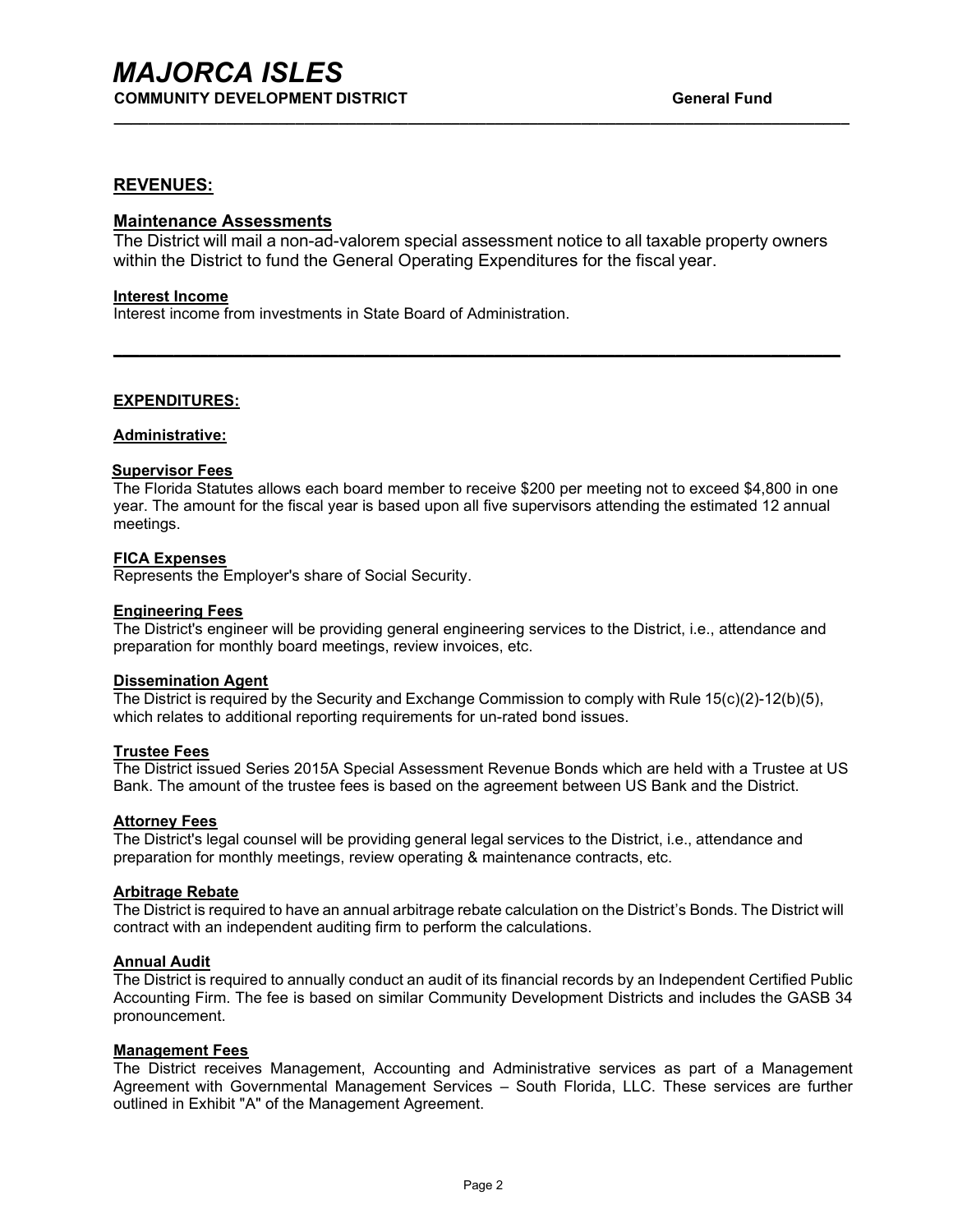# MAJORCA ISLES

**COMMUNITY DEVELOPMENT DISTRICT** **General Fund**

---

## REVENUES:

### Maintenance Assessments

The District will mail a non-ad-valorem special assessment notice to all taxable property owners within the District to fund the General Operating Expenditures for the fiscal year.

**Interest Income**

Interest income from investments in State Board of Administration.

---

## EXPENDITURES:

### Administrative:

**Supervisor Fees**

The Florida Statutes allows each board member to receive $200 per meeting not to exceed $4,800 in one year. The amount for the fiscal year is based upon all five supervisors attending the estimated 12 annual meetings.

**FICA Expenses**

Represents the Employer's share of Social Security.

**Engineering Fees**

The District's engineer will be providing general engineering services to the District, i.e., attendance and preparation for monthly board meetings, review invoices, etc.

**Dissemination Agent**

The District is required by the Security and Exchange Commission to comply with Rule 15(c)(2)-12(b)(5), which relates to additional reporting requirements for un-rated bond issues.

**Trustee Fees**

The District issued Series 2015A Special Assessment Revenue Bonds which are held with a Trustee at US Bank. The amount of the trustee fees is based on the agreement between US Bank and the District.

**Attorney Fees**

The District's legal counsel will be providing general legal services to the District, i.e., attendance and preparation for monthly meetings, review operating & maintenance contracts, etc.

**Arbitrage Rebate**

The District is required to have an annual arbitrage rebate calculation on the District's Bonds. The District will contract with an independent auditing firm to perform the calculations.

**Annual Audit**

The District is required to annually conduct an audit of its financial records by an Independent Certified Public Accounting Firm. The fee is based on similar Community Development Districts and includes the GASB 34 pronouncement.

**Management Fees**

The District receives Management, Accounting and Administrative services as part of a Management Agreement with Governmental Management Services – South Florida, LLC. These services are further outlined in Exhibit "A" of the Management Agreement.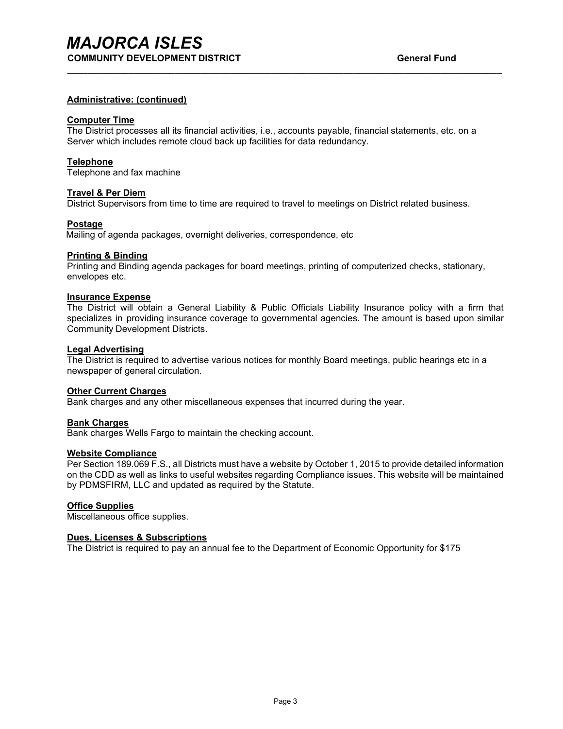# *MAJORCA ISLES*

**COMMUNITY DEVELOPMENT DISTRICT** **General Fund**

**Administrative: (continued)**

**Computer Time**
The District processes all its financial activities, i.e., accounts payable, financial statements, etc. on a Server which includes remote cloud back up facilities for data redundancy.

**Telephone**
Telephone and fax machine

**Travel & Per Diem**
District Supervisors from time to time are required to travel to meetings on District related business.

**Postage**
Mailing of agenda packages, overnight deliveries, correspondence, etc

**Printing & Binding**
Printing and Binding agenda packages for board meetings, printing of computerized checks, stationary, envelopes etc.

**Insurance Expense**
The District will obtain a General Liability & Public Officials Liability Insurance policy with a firm that specializes in providing insurance coverage to governmental agencies. The amount is based upon similar Community Development Districts.

**Legal Advertising**
The District is required to advertise various notices for monthly Board meetings, public hearings etc in a newspaper of general circulation.

**Other Current Charges**
Bank charges and any other miscellaneous expenses that incurred during the year.

**Bank Charges**
Bank charges Wells Fargo to maintain the checking account.

**Website Compliance**
Per Section 189.069 F.S., all Districts must have a website by October 1, 2015 to provide detailed information on the CDD as well as links to useful websites regarding Compliance issues. This website will be maintained by PDMSFIRM, LLC and updated as required by the Statute.

**Office Supplies**
Miscellaneous office supplies.

**Dues, Licenses & Subscriptions**
The District is required to pay an annual fee to the Department of Economic Opportunity for $175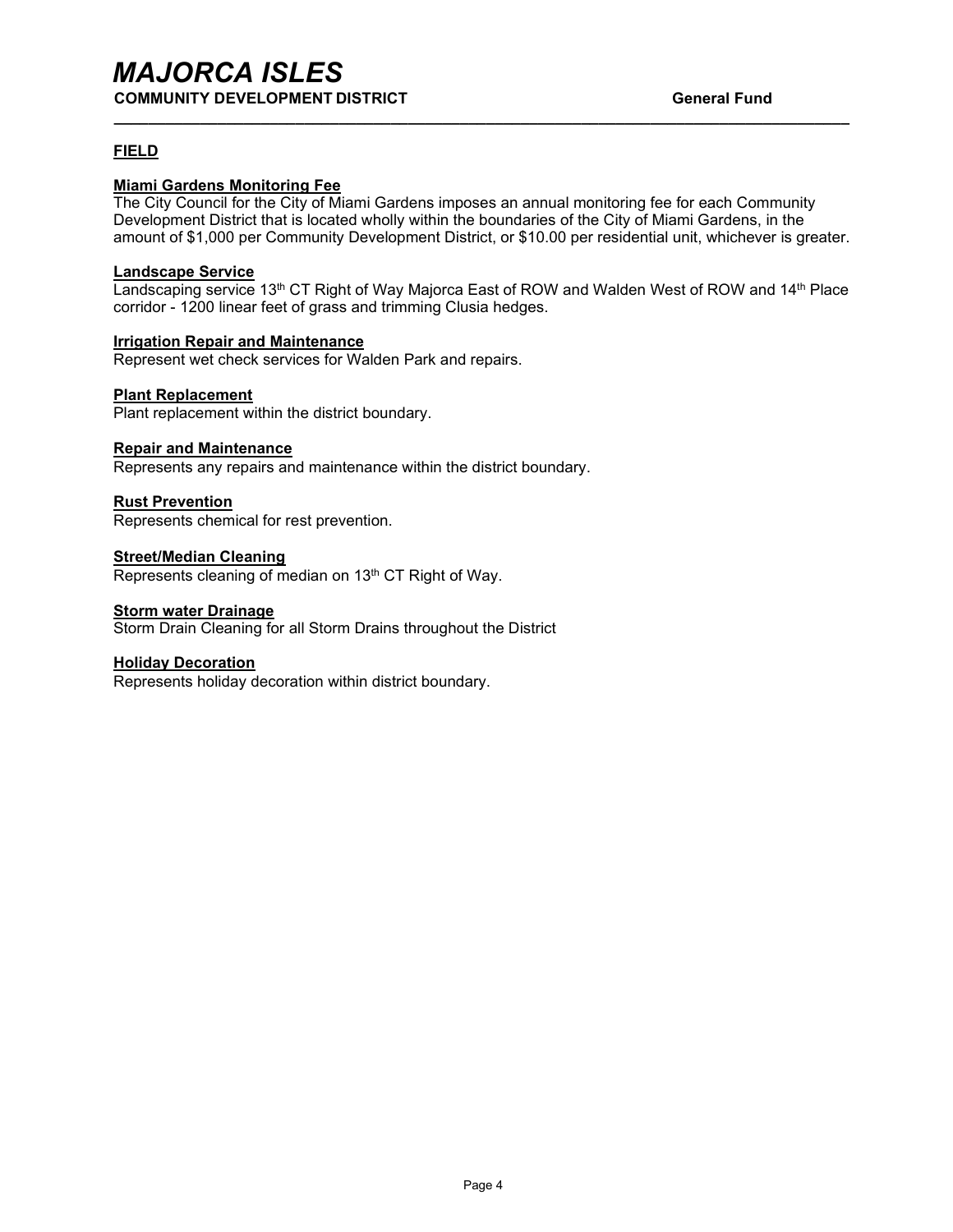# MAJORCA ISLES

**COMMUNITY DEVELOPMENT DISTRICT** **General Fund**

---

## FIELD

**Miami Gardens Monitoring Fee**

The City Council for the City of Miami Gardens imposes an annual monitoring fee for each Community Development District that is located wholly within the boundaries of the City of Miami Gardens, in the amount of $1,000 per Community Development District, or $10.00 per residential unit, whichever is greater.

**Landscape Service**

Landscaping service 13th CT Right of Way Majorca East of ROW and Walden West of ROW and 14th Place corridor - 1200 linear feet of grass and trimming Clusia hedges.

**Irrigation Repair and Maintenance**

Represent wet check services for Walden Park and repairs.

**Plant Replacement**

Plant replacement within the district boundary.

**Repair and Maintenance**

Represents any repairs and maintenance within the district boundary.

**Rust Prevention**

Represents chemical for rest prevention.

**Street/Median Cleaning**

Represents cleaning of median on 13th CT Right of Way.

**Storm water Drainage**

Storm Drain Cleaning for all Storm Drains throughout the District

**Holiday Decoration**

Represents holiday decoration within district boundary.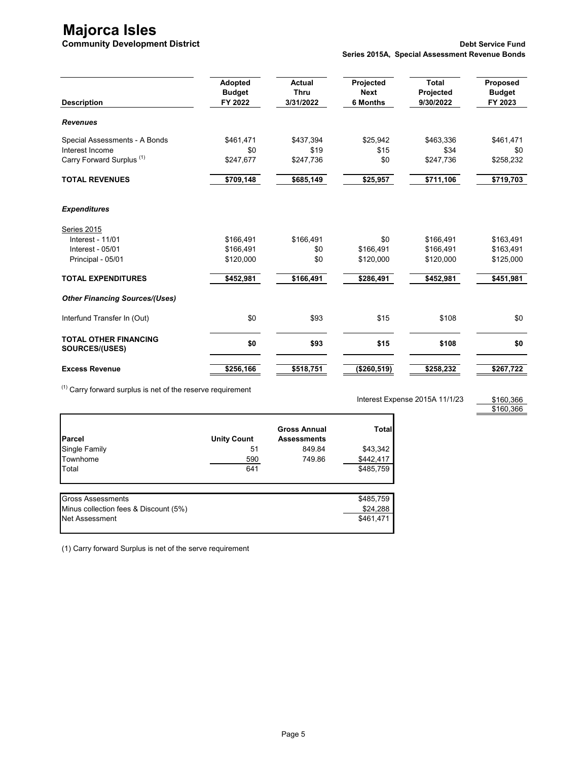# Majorca Isles

**Community Development District**

**Debt Service Fund**

**Series 2015A, Special Assessment Revenue Bonds**

| Description | Adopted Budget FY 2022 | Actual Thru 3/31/2022 | Projected Next 6 Months | Total Projected 9/30/2022 | Proposed Budget FY 2023 |
|---|---|---|---|---|---|
| ***Revenues*** | | | | | |
| Special Assessments - A Bonds | $461,471 | $437,394 | $25,942 | $463,336 | $461,471 |
| Interest Income | $0 | $19 | $15 | $34 | $0 |
| Carry Forward Surplus [(1)] | $247,677 | $247,736 | $0 | $247,736 | $258,232 |
| **TOTAL REVENUES** | **$709,148** | **$685,149** | **$25,957** | **$711,106** | **$719,703** |
| ***Expenditures*** | | | | | |
| Series 2015 | | | | | |
| Interest - 11/01 | $166,491 | $166,491 | $0 | $166,491 | $163,491 |
| Interest - 05/01 | $166,491 | $0 | $166,491 | $166,491 | $163,491 |
| Principal - 05/01 | $120,000 | $0 | $120,000 | $120,000 | $125,000 |
| **TOTAL EXPENDITURES** | **$452,981** | **$166,491** | **$286,491** | **$452,981** | **$451,981** |
| ***Other Financing Sources/(Uses)*** | | | | | |
| Interfund Transfer In (Out) | $0 | $93 | $15 | $108 | $0 |
| **TOTAL OTHER FINANCING SOURCES/(USES)** | **$0** | **$93** | **$15** | **$108** | **$0** |
| **Excess Revenue** | **$256,166** | **$518,751** | **($260,519)** | **$258,232** | **$267,722** |

[(1)] Carry forward surplus is net of the reserve requirement

| | |
|---|---|
| Interest Expense 2015A 11/1/23 | $160,366 |
| | $160,366 |

| Parcel | Unity Count | Gross Annual Assessments | Total |
|---|---|---|---|
| Single Family | 51 | 849.84 | $43,342 |
| Townhome | 590 | 749.86 | $442,417 |
| Total | 641 | | $485,759 |

| | |
|---|---|
| Gross Assessments | $485,759 |
| Minus collection fees & Discount (5%) | $24,288 |
| Net Assessment | $461,471 |

(1) Carry forward Surplus is net of the serve requirement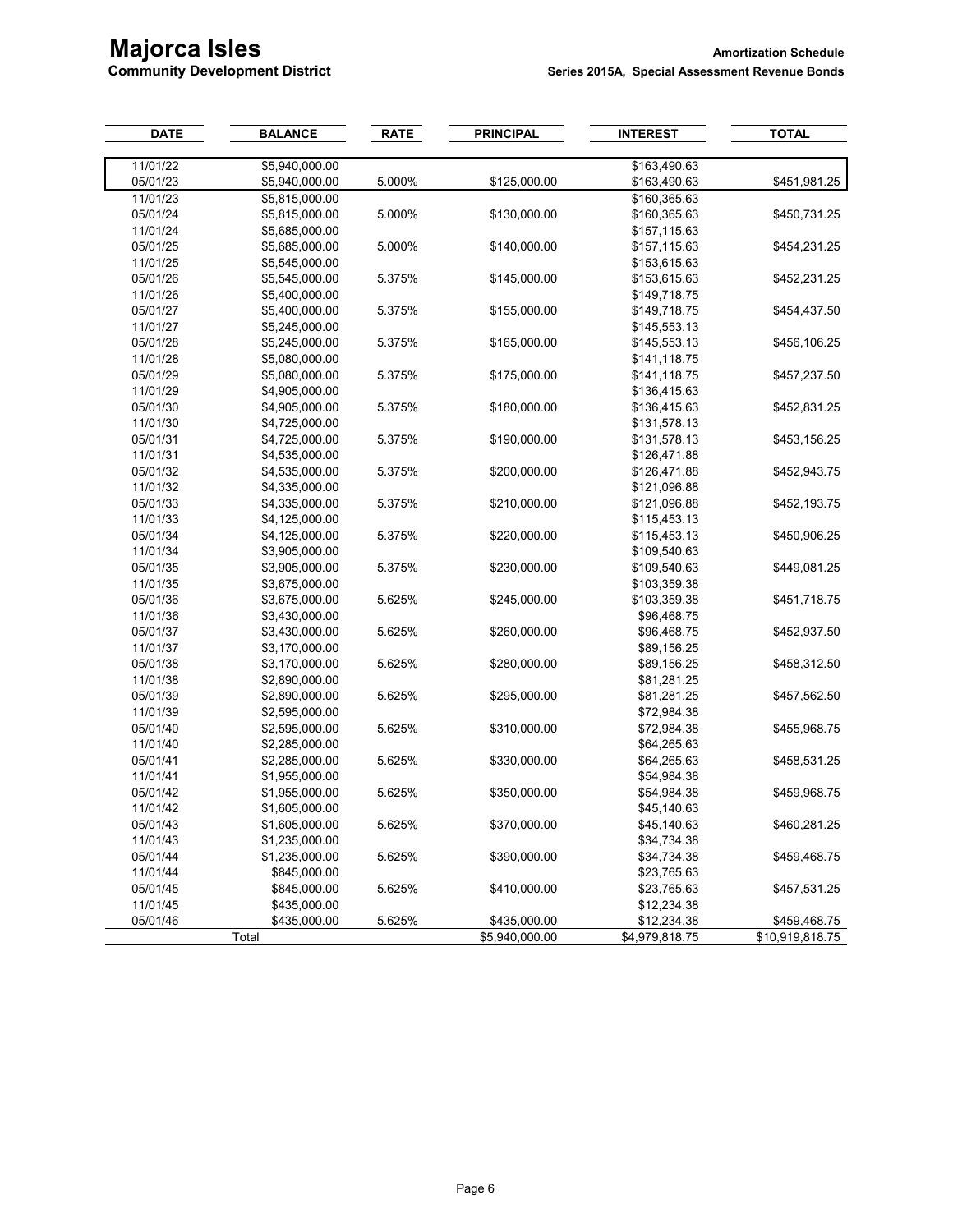# Majorca Isles

**Community Development District**

**Amortization Schedule**

**Series 2015A, Special Assessment Revenue Bonds**

| DATE | BALANCE | RATE | PRINCIPAL | INTEREST | TOTAL |
|---|---|---|---|---|---|
| 11/01/22 | $5,940,000.00 | | | $163,490.63 | |
| 05/01/23 | $5,940,000.00 | 5.000% | $125,000.00 | $163,490.63 | $451,981.25 |
| 11/01/23 | $5,815,000.00 | | | $160,365.63 | |
| 05/01/24 | $5,815,000.00 | 5.000% | $130,000.00 | $160,365.63 | $450,731.25 |
| 11/01/24 | $5,685,000.00 | | | $157,115.63 | |
| 05/01/25 | $5,685,000.00 | 5.000% | $140,000.00 | $157,115.63 | $454,231.25 |
| 11/01/25 | $5,545,000.00 | | | $153,615.63 | |
| 05/01/26 | $5,545,000.00 | 5.375% | $145,000.00 | $153,615.63 | $452,231.25 |
| 11/01/26 | $5,400,000.00 | | | $149,718.75 | |
| 05/01/27 | $5,400,000.00 | 5.375% | $155,000.00 | $149,718.75 | $454,437.50 |
| 11/01/27 | $5,245,000.00 | | | $145,553.13 | |
| 05/01/28 | $5,245,000.00 | 5.375% | $165,000.00 | $145,553.13 | $456,106.25 |
| 11/01/28 | $5,080,000.00 | | | $141,118.75 | |
| 05/01/29 | $5,080,000.00 | 5.375% | $175,000.00 | $141,118.75 | $457,237.50 |
| 11/01/29 | $4,905,000.00 | | | $136,415.63 | |
| 05/01/30 | $4,905,000.00 | 5.375% | $180,000.00 | $136,415.63 | $452,831.25 |
| 11/01/30 | $4,725,000.00 | | | $131,578.13 | |
| 05/01/31 | $4,725,000.00 | 5.375% | $190,000.00 | $131,578.13 | $453,156.25 |
| 11/01/31 | $4,535,000.00 | | | $126,471.88 | |
| 05/01/32 | $4,535,000.00 | 5.375% | $200,000.00 | $126,471.88 | $452,943.75 |
| 11/01/32 | $4,335,000.00 | | | $121,096.88 | |
| 05/01/33 | $4,335,000.00 | 5.375% | $210,000.00 | $121,096.88 | $452,193.75 |
| 11/01/33 | $4,125,000.00 | | | $115,453.13 | |
| 05/01/34 | $4,125,000.00 | 5.375% | $220,000.00 | $115,453.13 | $450,906.25 |
| 11/01/34 | $3,905,000.00 | | | $109,540.63 | |
| 05/01/35 | $3,905,000.00 | 5.375% | $230,000.00 | $109,540.63 | $449,081.25 |
| 11/01/35 | $3,675,000.00 | | | $103,359.38 | |
| 05/01/36 | $3,675,000.00 | 5.625% | $245,000.00 | $103,359.38 | $451,718.75 |
| 11/01/36 | $3,430,000.00 | | | $96,468.75 | |
| 05/01/37 | $3,430,000.00 | 5.625% | $260,000.00 | $96,468.75 | $452,937.50 |
| 11/01/37 | $3,170,000.00 | | | $89,156.25 | |
| 05/01/38 | $3,170,000.00 | 5.625% | $280,000.00 | $89,156.25 | $458,312.50 |
| 11/01/38 | $2,890,000.00 | | | $81,281.25 | |
| 05/01/39 | $2,890,000.00 | 5.625% | $295,000.00 | $81,281.25 | $457,562.50 |
| 11/01/39 | $2,595,000.00 | | | $72,984.38 | |
| 05/01/40 | $2,595,000.00 | 5.625% | $310,000.00 | $72,984.38 | $455,968.75 |
| 11/01/40 | $2,285,000.00 | | | $64,265.63 | |
| 05/01/41 | $2,285,000.00 | 5.625% | $330,000.00 | $64,265.63 | $458,531.25 |
| 11/01/41 | $1,955,000.00 | | | $54,984.38 | |
| 05/01/42 | $1,955,000.00 | 5.625% | $350,000.00 | $54,984.38 | $459,968.75 |
| 11/01/42 | $1,605,000.00 | | | $45,140.63 | |
| 05/01/43 | $1,605,000.00 | 5.625% | $370,000.00 | $45,140.63 | $460,281.25 |
| 11/01/43 | $1,235,000.00 | | | $34,734.38 | |
| 05/01/44 | $1,235,000.00 | 5.625% | $390,000.00 | $34,734.38 | $459,468.75 |
| 11/01/44 | $845,000.00 | | | $23,765.63 | |
| 05/01/45 | $845,000.00 | 5.625% | $410,000.00 | $23,765.63 | $457,531.25 |
| 11/01/45 | $435,000.00 | | | $12,234.38 | |
| 05/01/46 | $435,000.00 | 5.625% | $435,000.00 | $12,234.38 | $459,468.75 |
| | Total | | $5,940,000.00 | $4,979,818.75 | $10,919,818.75 |